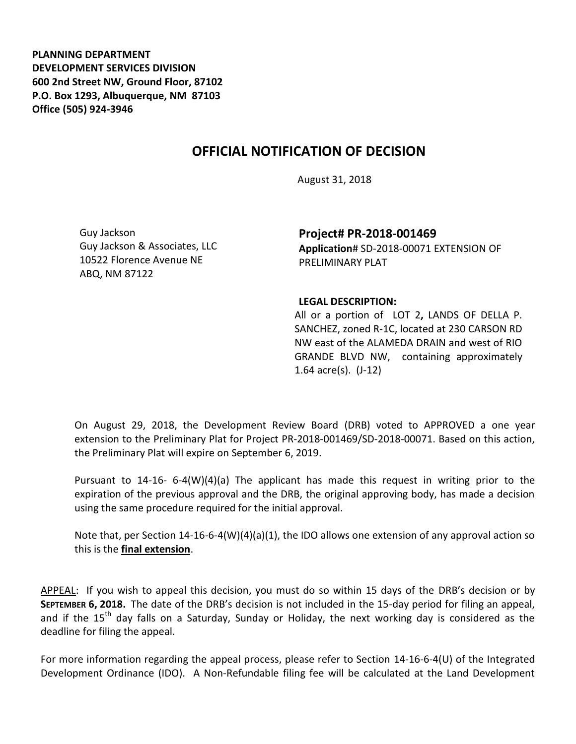**PLANNING DEPARTMENT**
**DEVELOPMENT SERVICES DIVISION**
**600 2nd Street NW, Ground Floor, 87102**
**P.O. Box 1293, Albuquerque, NM 87103**
**Office (505) 924-3946**

# OFFICIAL NOTIFICATION OF DECISION

August 31, 2018

Guy Jackson
Guy Jackson & Associates, LLC
10522 Florence Avenue NE
ABQ, NM 87122

**Project# PR-2018-001469**
**Application**# SD-2018-00071 EXTENSION OF PRELIMINARY PLAT

**LEGAL DESCRIPTION:**
All or a portion of LOT 2**,** LANDS OF DELLA P. SANCHEZ, zoned R-1C, located at 230 CARSON RD NW east of the ALAMEDA DRAIN and west of RIO GRANDE BLVD NW, containing approximately 1.64 acre(s). (J-12)

On August 29, 2018, the Development Review Board (DRB) voted to APPROVED a one year extension to the Preliminary Plat for Project PR-2018-001469/SD-2018-00071. Based on this action, the Preliminary Plat will expire on September 6, 2019.

Pursuant to 14-16- 6-4(W)(4)(a) The applicant has made this request in writing prior to the expiration of the previous approval and the DRB, the original approving body, has made a decision using the same procedure required for the initial approval.

Note that, per Section 14-16-6-4(W)(4)(a)(1), the IDO allows one extension of any approval action so this is the **final extension**.

APPEAL: If you wish to appeal this decision, you must do so within 15 days of the DRB's decision or by **SEPTEMBER 6, 2018.** The date of the DRB's decision is not included in the 15-day period for filing an appeal, and if the 15th day falls on a Saturday, Sunday or Holiday, the next working day is considered as the deadline for filing the appeal.

For more information regarding the appeal process, please refer to Section 14-16-6-4(U) of the Integrated Development Ordinance (IDO). A Non-Refundable filing fee will be calculated at the Land Development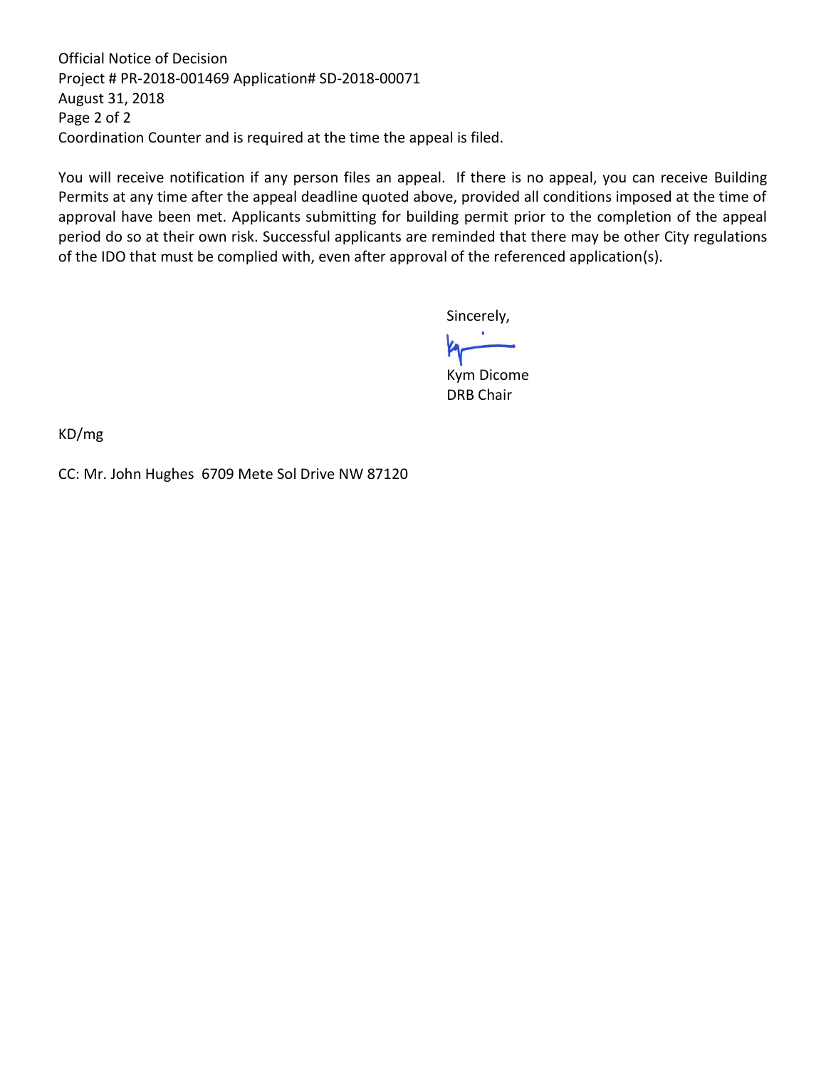Official Notice of Decision
Project # PR-2018-001469 Application# SD-2018-00071
August 31, 2018
Page 2 of 2

Coordination Counter and is required at the time the appeal is filed.

You will receive notification if any person files an appeal. If there is no appeal, you can receive Building Permits at any time after the appeal deadline quoted above, provided all conditions imposed at the time of approval have been met. Applicants submitting for building permit prior to the completion of the appeal period do so at their own risk. Successful applicants are reminded that there may be other City regulations of the IDO that must be complied with, even after approval of the referenced application(s).

Sincerely,

Kym Dicome
DRB Chair

KD/mg

CC: Mr. John Hughes 6709 Mete Sol Drive NW 87120